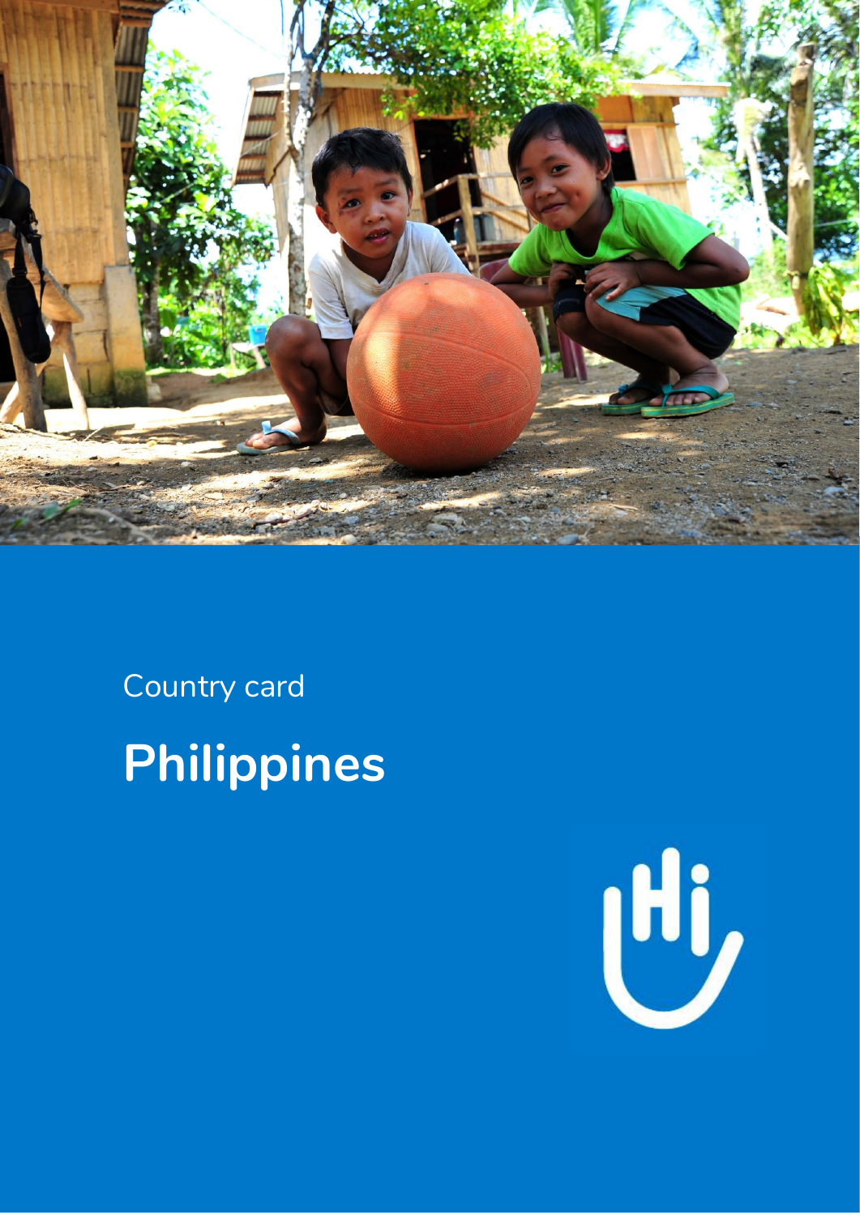Country card

# Philippines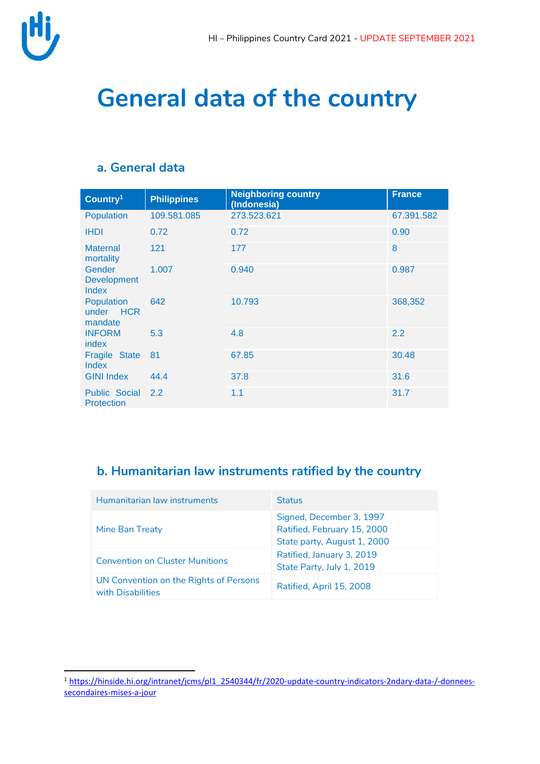# General data of the country

## a. General data

| Country[1] | Philippines | Neighboring country (Indonesia) | France |
|---|---|---|---|
| Population | 109.581.085 | 273.523.621 | 67.391.582 |
| IHDI | 0.72 | 0.72 | 0.90 |
| Maternal mortality | 121 | 177 | 8 |
| Gender Development Index | 1.007 | 0.940 | 0.987 |
| Population under HCR mandate | 642 | 10.793 | 368,352 |
| INFORM index | 5.3 | 4.8 | 2.2 |
| Fragile State Index | 81 | 67.85 | 30.48 |
| GINI Index | 44.4 | 37.8 | 31.6 |
| Public Social Protection | 2.2 | 1.1 | 31.7 |

## b. Humanitarian law instruments ratified by the country

| Humanitarian law instruments | Status |
|---|---|
| Mine Ban Treaty | Signed, December 3, 1997<br>Ratified, February 15, 2000<br>State party, August 1, 2000 |
| Convention on Cluster Munitions | Ratified, January 3, 2019<br>State Party, July 1, 2019 |
| UN Convention on the Rights of Persons with Disabilities | Ratified, April 15, 2008 |

[1] https://hinside.hi.org/intranet/jcms/pl1_2540344/fr/2020-update-country-indicators-2ndary-data-/-donnees-secondaires-mises-a-jour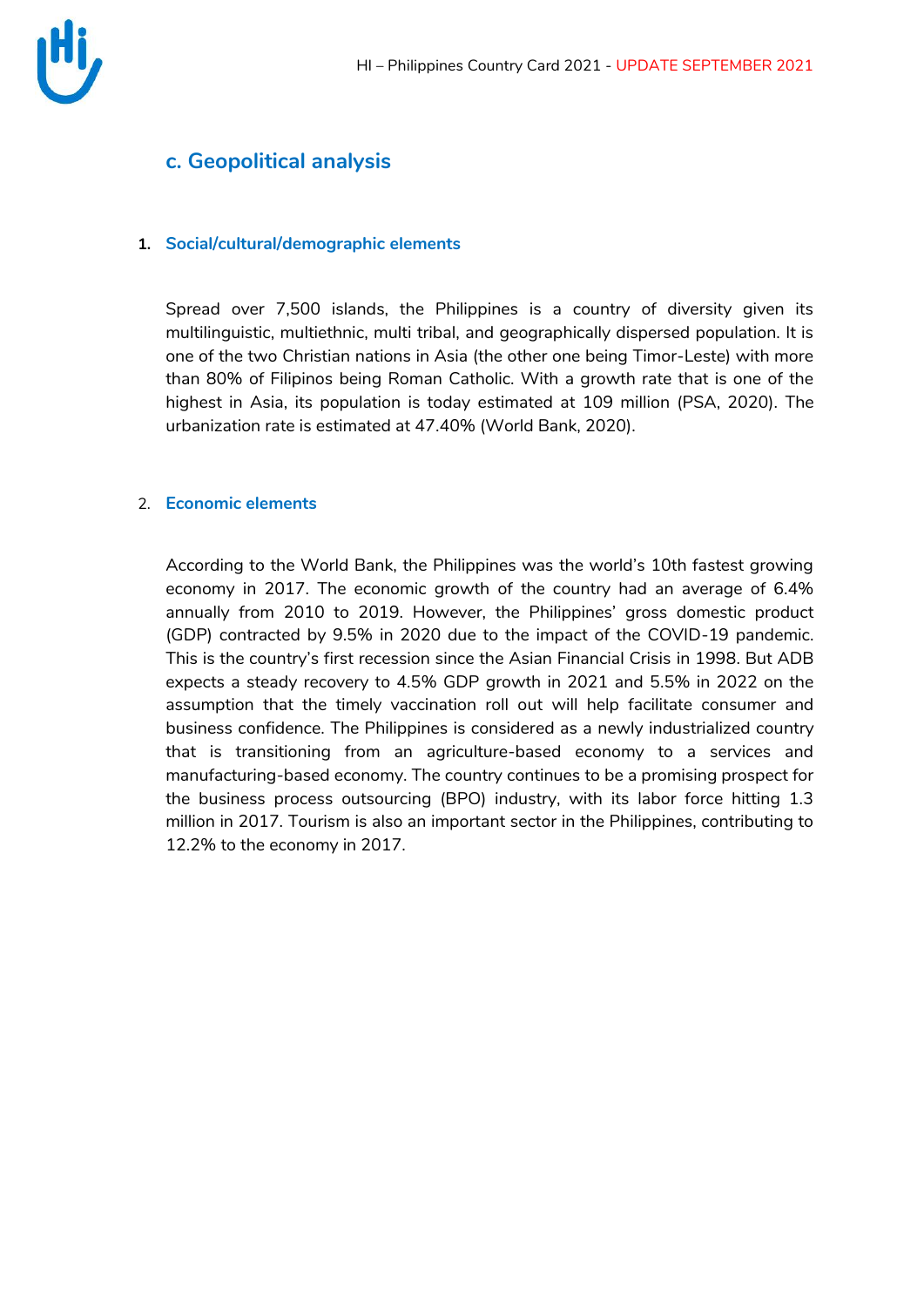## c. Geopolitical analysis

### 1. Social/cultural/demographic elements

Spread over 7,500 islands, the Philippines is a country of diversity given its multilinguistic, multiethnic, multi tribal, and geographically dispersed population. It is one of the two Christian nations in Asia (the other one being Timor-Leste) with more than 80% of Filipinos being Roman Catholic. With a growth rate that is one of the highest in Asia, its population is today estimated at 109 million (PSA, 2020). The urbanization rate is estimated at 47.40% (World Bank, 2020).

### 2. Economic elements

According to the World Bank, the Philippines was the world's 10th fastest growing economy in 2017. The economic growth of the country had an average of 6.4% annually from 2010 to 2019. However, the Philippines' gross domestic product (GDP) contracted by 9.5% in 2020 due to the impact of the COVID-19 pandemic. This is the country's first recession since the Asian Financial Crisis in 1998. But ADB expects a steady recovery to 4.5% GDP growth in 2021 and 5.5% in 2022 on the assumption that the timely vaccination roll out will help facilitate consumer and business confidence. The Philippines is considered as a newly industrialized country that is transitioning from an agriculture-based economy to a services and manufacturing-based economy. The country continues to be a promising prospect for the business process outsourcing (BPO) industry, with its labor force hitting 1.3 million in 2017. Tourism is also an important sector in the Philippines, contributing to 12.2% to the economy in 2017.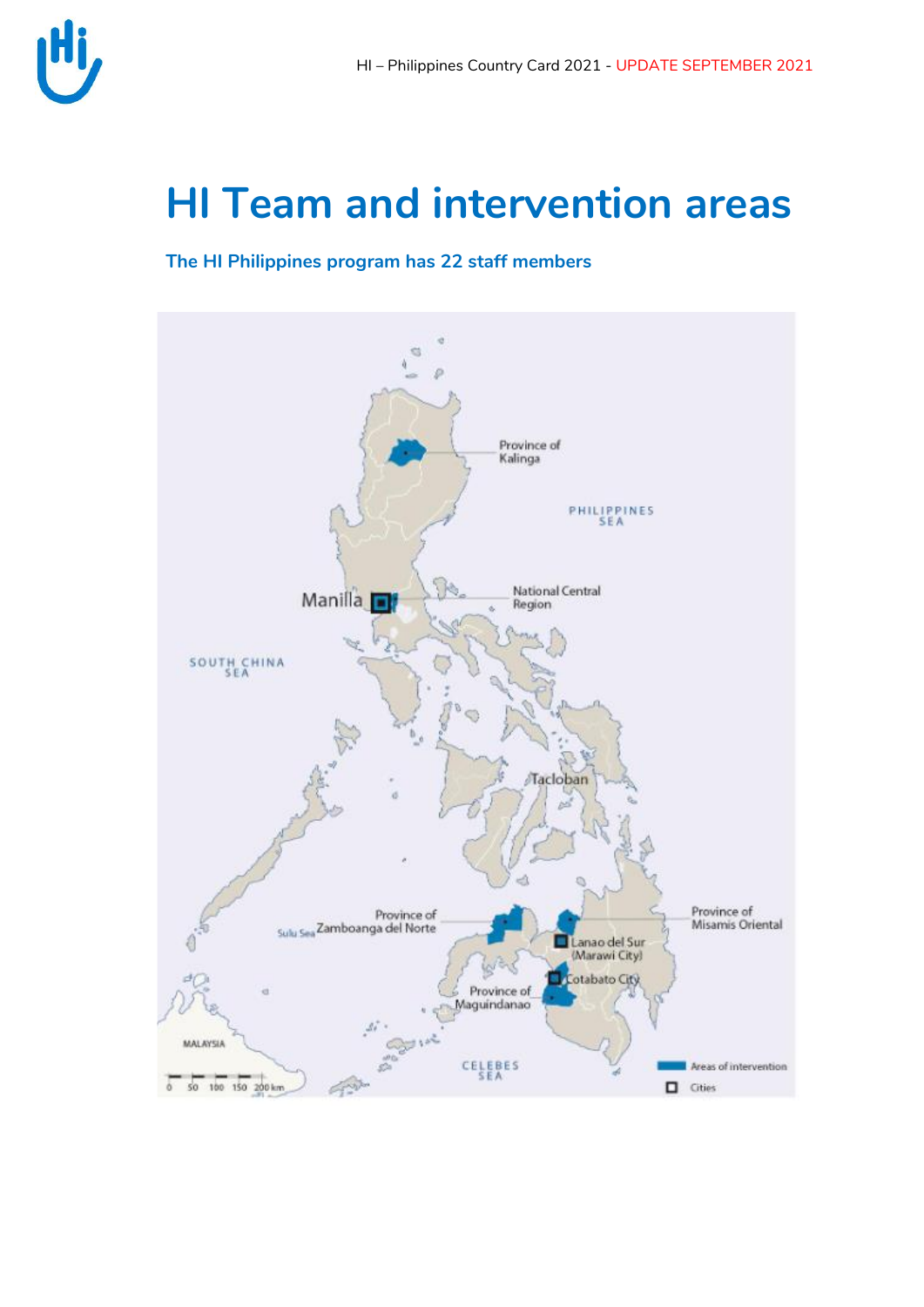# HI Team and intervention areas

**The HI Philippines program has 22 staff members**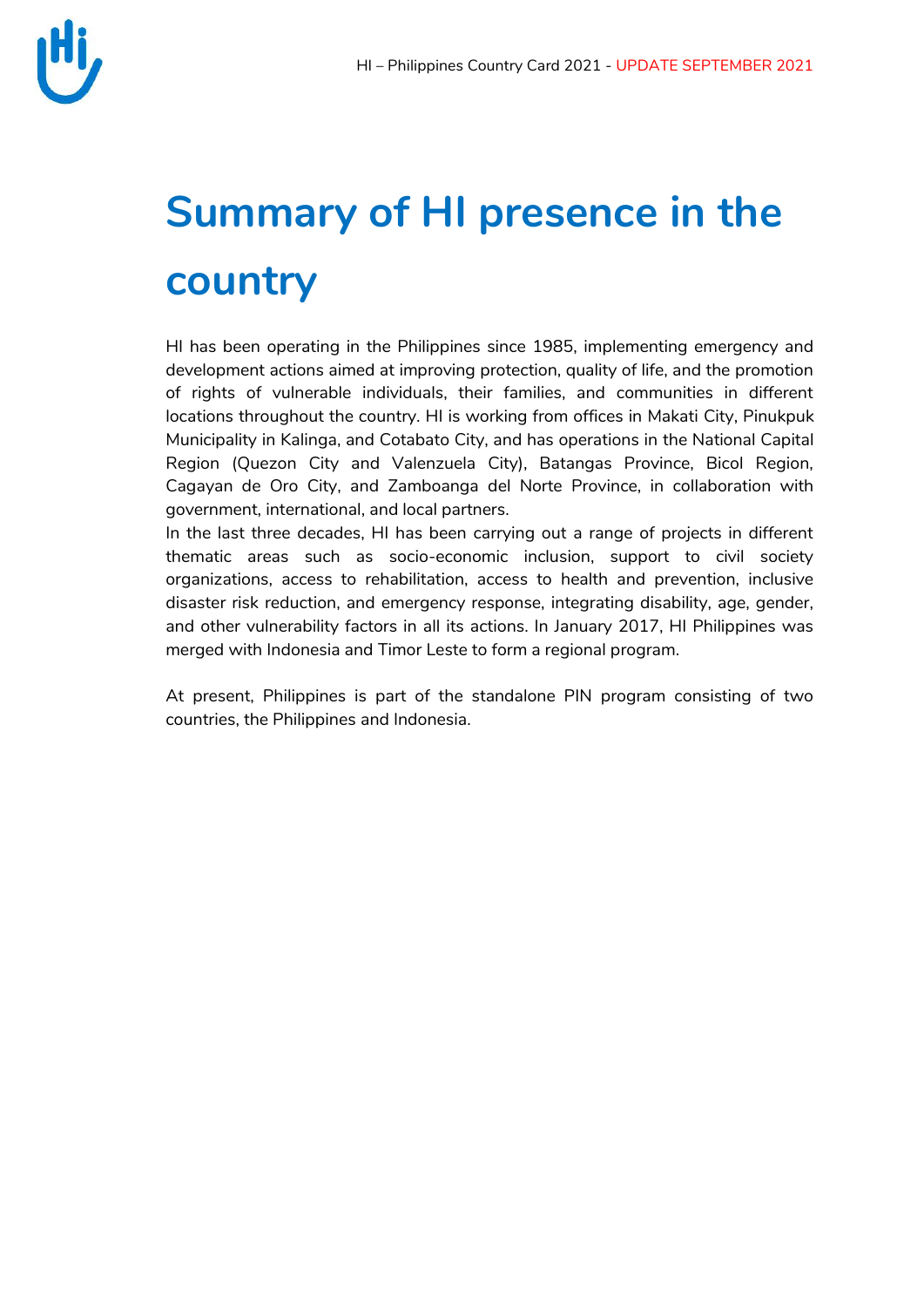# Summary of HI presence in the country

HI has been operating in the Philippines since 1985, implementing emergency and development actions aimed at improving protection, quality of life, and the promotion of rights of vulnerable individuals, their families, and communities in different locations throughout the country. HI is working from offices in Makati City, Pinukpuk Municipality in Kalinga, and Cotabato City, and has operations in the National Capital Region (Quezon City and Valenzuela City), Batangas Province, Bicol Region, Cagayan de Oro City, and Zamboanga del Norte Province, in collaboration with government, international, and local partners.

In the last three decades, HI has been carrying out a range of projects in different thematic areas such as socio-economic inclusion, support to civil society organizations, access to rehabilitation, access to health and prevention, inclusive disaster risk reduction, and emergency response, integrating disability, age, gender, and other vulnerability factors in all its actions. In January 2017, HI Philippines was merged with Indonesia and Timor Leste to form a regional program.

At present, Philippines is part of the standalone PIN program consisting of two countries, the Philippines and Indonesia.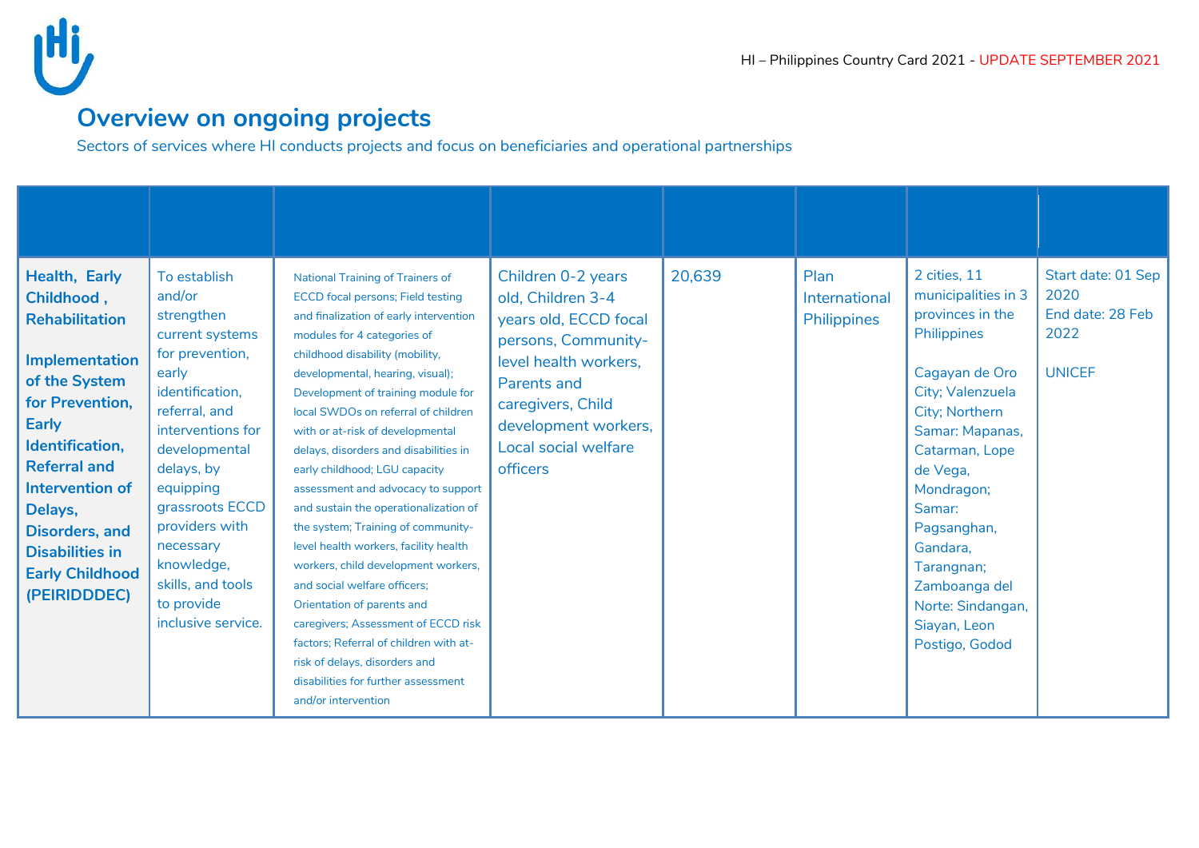## Overview on ongoing projects

Sectors of services where HI conducts projects and focus on beneficiaries and operational partnerships

| | | | | | | | |
|---|---|---|---|---|---|---|---|
| **Health, Early Childhood , Rehabilitation**<br><br>**Implementation of the System for Prevention, Early Identification, Referral and Intervention of Delays, Disorders, and Disabilities in Early Childhood (PEIRIDDDEC)** | To establish and/or strengthen current systems for prevention, early identification, referral, and interventions for developmental delays, by equipping grassroots ECCD providers with necessary knowledge, skills, and tools to provide inclusive service. | National Training of Trainers of ECCD focal persons; Field testing and finalization of early intervention modules for 4 categories of childhood disability (mobility, developmental, hearing, visual); Development of training module for local SWDOs on referral of children with or at-risk of developmental delays, disorders and disabilities in early childhood; LGU capacity assessment and advocacy to support and sustain the operationalization of the system; Training of community-level health workers, facility health workers, child development workers, and social welfare officers; Orientation of parents and caregivers; Assessment of ECCD risk factors; Referral of children with at-risk of delays, disorders and disabilities for further assessment and/or intervention | Children 0-2 years old, Children 3-4 years old, ECCD focal persons, Community-level health workers, Parents and caregivers, Child development workers, Local social welfare officers | 20,639 | Plan International Philippines | 2 cities, 11 municipalities in 3 provinces in the Philippines<br><br>Cagayan de Oro City; Valenzuela City; Northern Samar: Mapanas, Catarman, Lope de Vega, Mondragon; Samar: Pagsanghan, Gandara, Tarangnan; Zamboanga del Norte: Sindangan, Siayan, Leon Postigo, Godod | Start date: 01 Sep 2020<br>End date: 28 Feb 2022<br><br>UNICEF |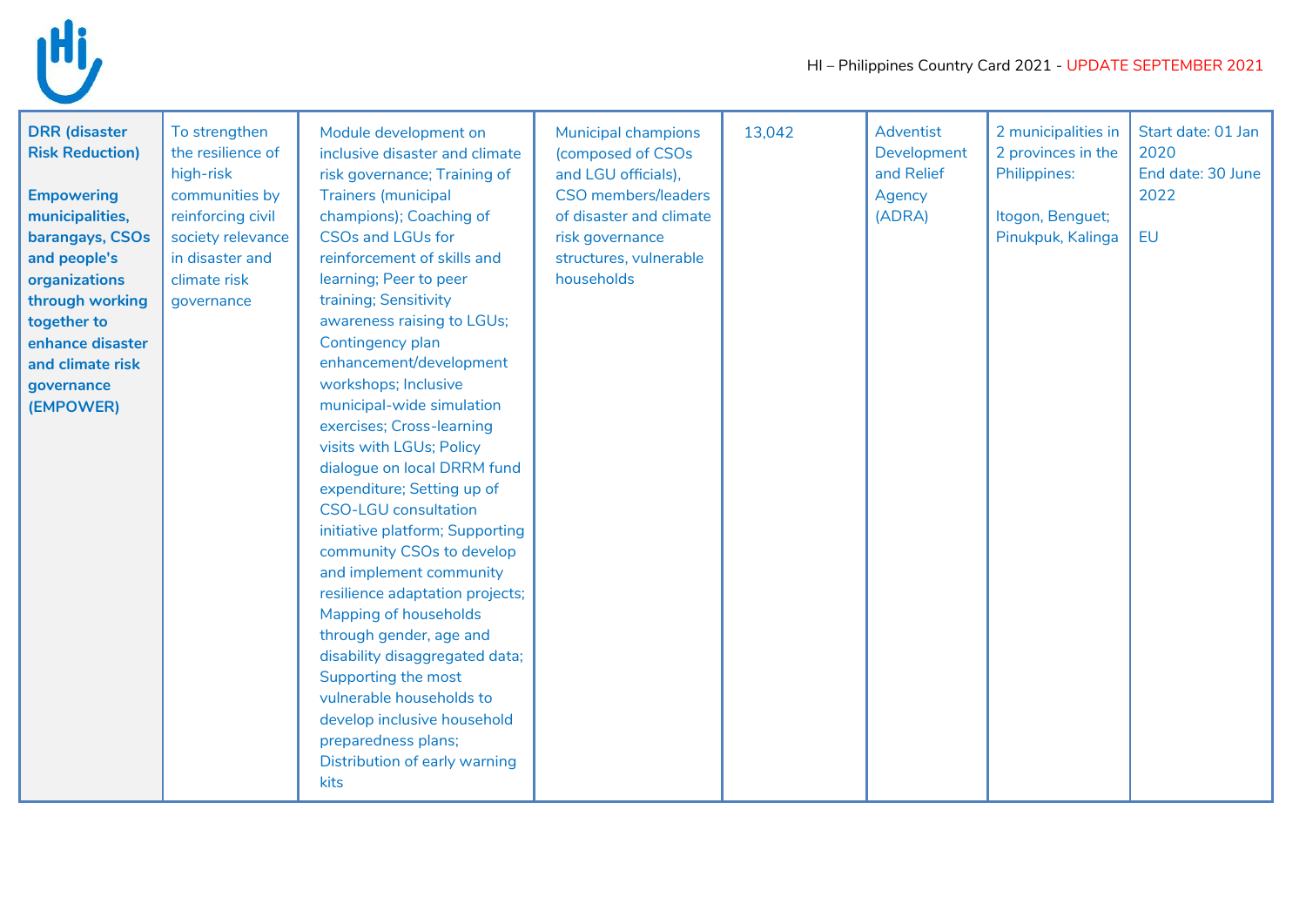| **DRR (disaster Risk Reduction)**<br><br>**Empowering municipalities, barangays, CSOs and people's organizations through working together to enhance disaster and climate risk governance (EMPOWER)** | To strengthen the resilience of high-risk communities by reinforcing civil society relevance in disaster and climate risk governance | Module development on inclusive disaster and climate risk governance; Training of Trainers (municipal champions); Coaching of CSOs and LGUs for reinforcement of skills and learning; Peer to peer training; Sensitivity awareness raising to LGUs; Contingency plan enhancement/development workshops; Inclusive municipal-wide simulation exercises; Cross-learning visits with LGUs; Policy dialogue on local DRRM fund expenditure; Setting up of CSO-LGU consultation initiative platform; Supporting community CSOs to develop and implement community resilience adaptation projects; Mapping of households through gender, age and disability disaggregated data; Supporting the most vulnerable households to develop inclusive household preparedness plans; Distribution of early warning kits | Municipal champions (composed of CSOs and LGU officials), CSO members/leaders of disaster and climate risk governance structures, vulnerable households | 13,042 | Adventist Development and Relief Agency (ADRA) | 2 municipalities in 2 provinces in the Philippines:<br><br>Itogon, Benguet; Pinukpuk, Kalinga | Start date: 01 Jan 2020<br>End date: 30 June 2022<br><br>EU |
|---|---|---|---|---|---|---|---|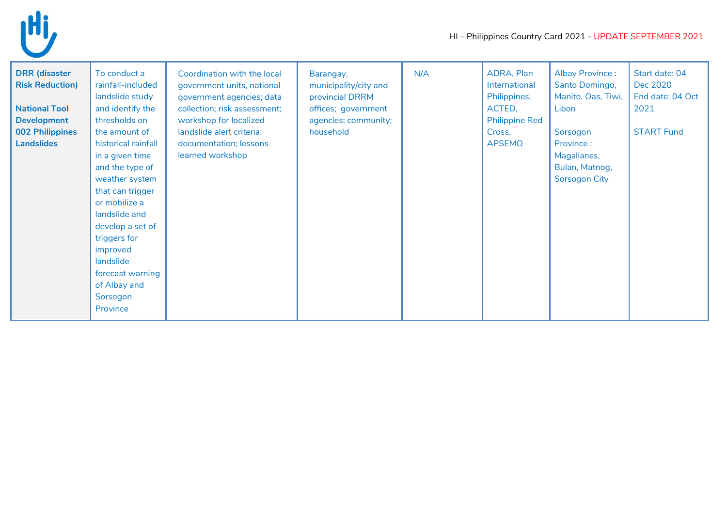| **DRR (disaster Risk Reduction)**<br><br>**National Tool Development 002 Philippines Landslides** | To conduct a rainfall-included landslide study and identify the thresholds on the amount of historical rainfall in a given time and the type of weather system that can trigger or mobilize a landslide and develop a set of triggers for improved landslide forecast warning of Albay and Sorsogon Province | Coordination with the local government units, national government agencies; data collection; risk assessment; workshop for localized landslide alert criteria; documentation; lessons learned workshop | Barangay, municipality/city and provincial DRRM offices; government agencies; community; household | N/A | ADRA, Plan International Philippines, ACTED, Philippine Red Cross, APSEMO | Albay Province : Santo Domingo, Manito, Oas, Tiwi, Libon<br><br>Sorsogon Province : Magallanes, Bulan, Matnog, Sorsogon City | Start date: 04 Dec 2020<br>End date: 04 Oct 2021<br><br>START Fund |
|---|---|---|---|---|---|---|---|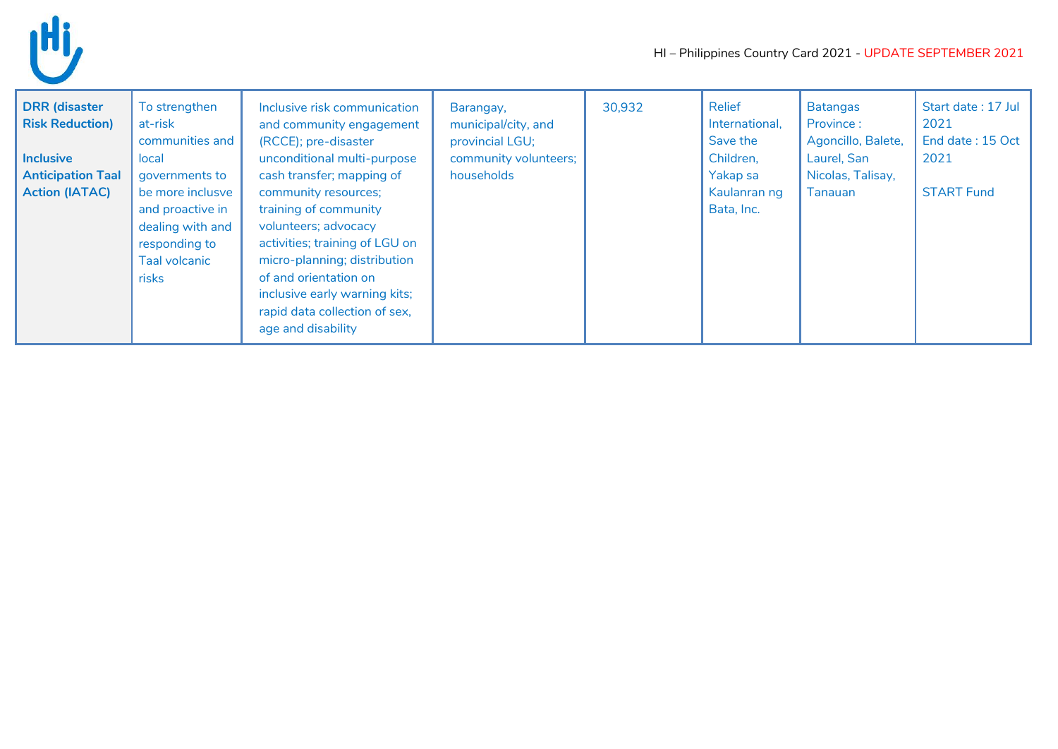| **DRR (disaster Risk Reduction)**<br><br>**Inclusive Anticipation Taal Action (IATAC)** | To strengthen at-risk communities and local governments to be more inclusve and proactive in dealing with and responding to Taal volcanic risks | Inclusive risk communication and community engagement (RCCE); pre-disaster unconditional multi-purpose cash transfer; mapping of community resources; training of community volunteers; advocacy activities; training of LGU on micro-planning; distribution of and orientation on inclusive early warning kits; rapid data collection of sex, age and disability | Barangay, municipal/city, and provincial LGU; community volunteers; households | 30,932 | Relief International, Save the Children, Yakap sa Kaulanran ng Bata, Inc. | Batangas Province : Agoncillo, Balete, Laurel, San Nicolas, Talisay, Tanauan | Start date : 17 Jul 2021<br>End date : 15 Oct 2021<br><br>START Fund |
|---|---|---|---|---|---|---|---|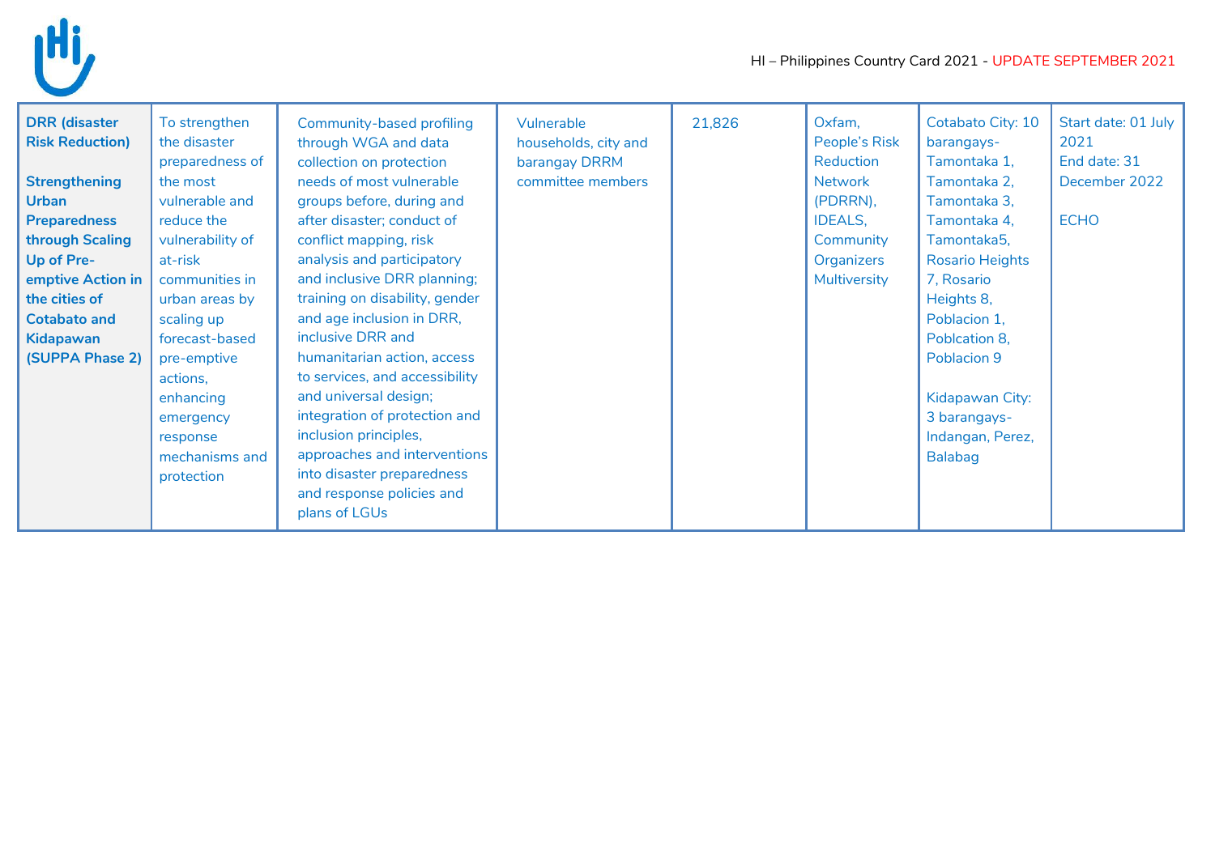| **DRR (disaster Risk Reduction)**<br><br>**Strengthening Urban Preparedness through Scaling Up of Pre-emptive Action in the cities of Cotabato and Kidapawan (SUPPA Phase 2)** | To strengthen the disaster preparedness of the most vulnerable and reduce the vulnerability of at-risk communities in urban areas by scaling up forecast-based pre-emptive actions, enhancing emergency response mechanisms and protection | Community-based profiling through WGA and data collection on protection needs of most vulnerable groups before, during and after disaster; conduct of conflict mapping, risk analysis and participatory and inclusive DRR planning; training on disability, gender and age inclusion in DRR, inclusive DRR and humanitarian action, access to services, and accessibility and universal design; integration of protection and inclusion principles, approaches and interventions into disaster preparedness and response policies and plans of LGUs | Vulnerable households, city and barangay DRRM committee members | 21,826 | Oxfam, People's Risk Reduction Network (PDRRN), IDEALS, Community Organizers Multiversity | Cotabato City: 10 barangays- Tamontaka 1, Tamontaka 2, Tamontaka 3, Tamontaka 4, Tamontaka5, Rosario Heights 7, Rosario Heights 8, Poblacion 1, Poblcation 8, Poblacion 9<br><br>Kidapawan City: 3 barangays- Indangan, Perez, Balabag | Start date: 01 July 2021<br>End date: 31 December 2022<br><br>ECHO |
|---|---|---|---|---|---|---|---|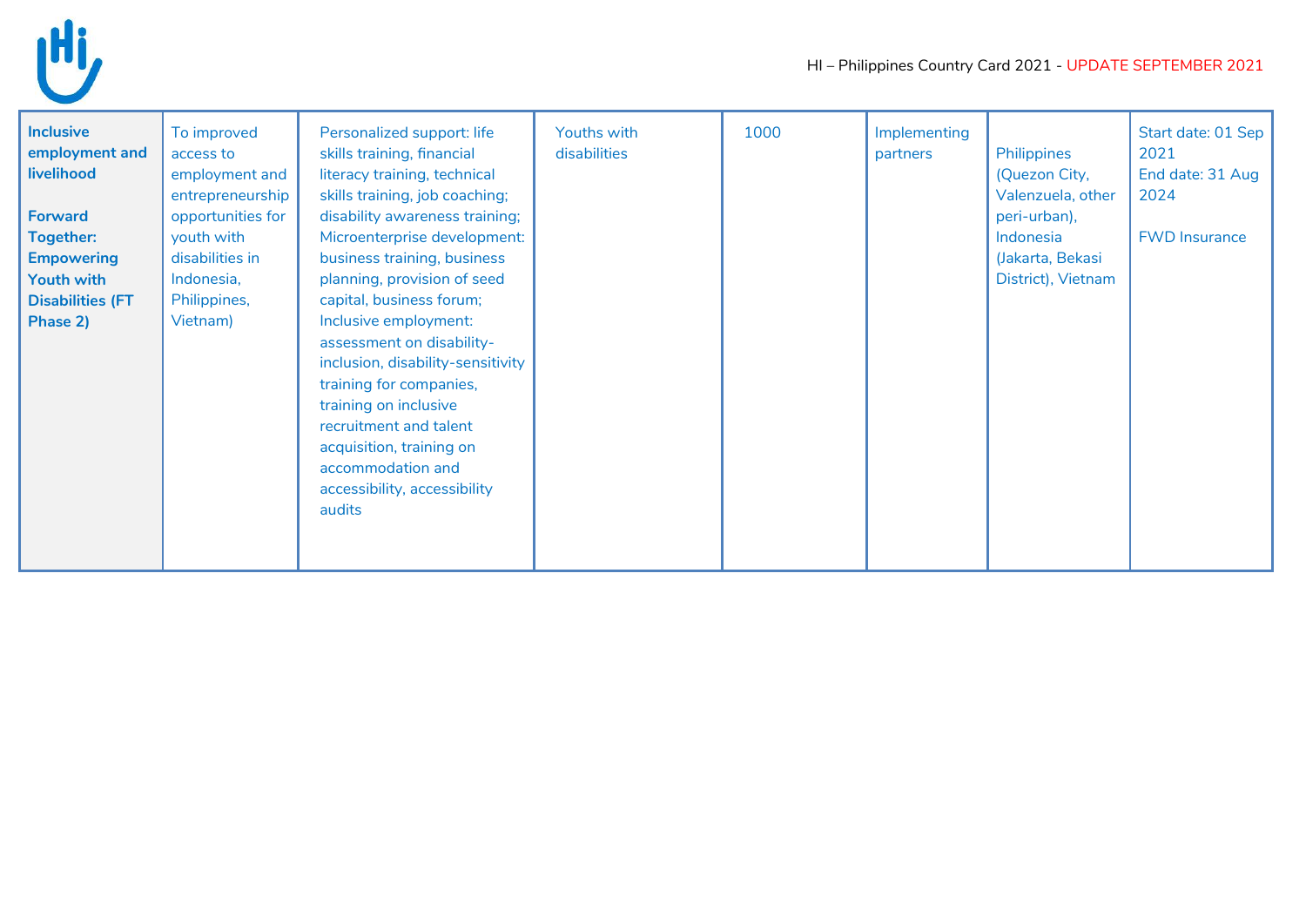| | | | | | | | |
|---|---|---|---|---|---|---|---|
| **Inclusive employment and livelihood**<br><br>**Forward Together: Empowering Youth with Disabilities (FT Phase 2)** | To improved access to employment and entrepreneurship opportunities for youth with disabilities in Indonesia, Philippines, Vietnam) | Personalized support: life skills training, financial literacy training, technical skills training, job coaching; disability awareness training; Microenterprise development: business training, business planning, provision of seed capital, business forum; Inclusive employment: assessment on disability-inclusion, disability-sensitivity training for companies, training on inclusive recruitment and talent acquisition, training on accommodation and accessibility, accessibility audits | Youths with disabilities | 1000 | Implementing partners | Philippines (Quezon City, Valenzuela, other peri-urban), Indonesia (Jakarta, Bekasi District), Vietnam | Start date: 01 Sep 2021<br>End date: 31 Aug 2024<br><br>FWD Insurance |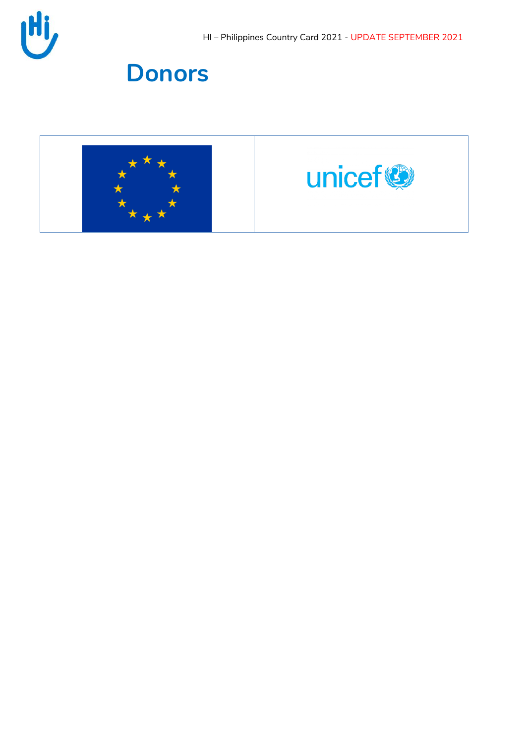# Donors

| | |
|---|---|
| | unicef |